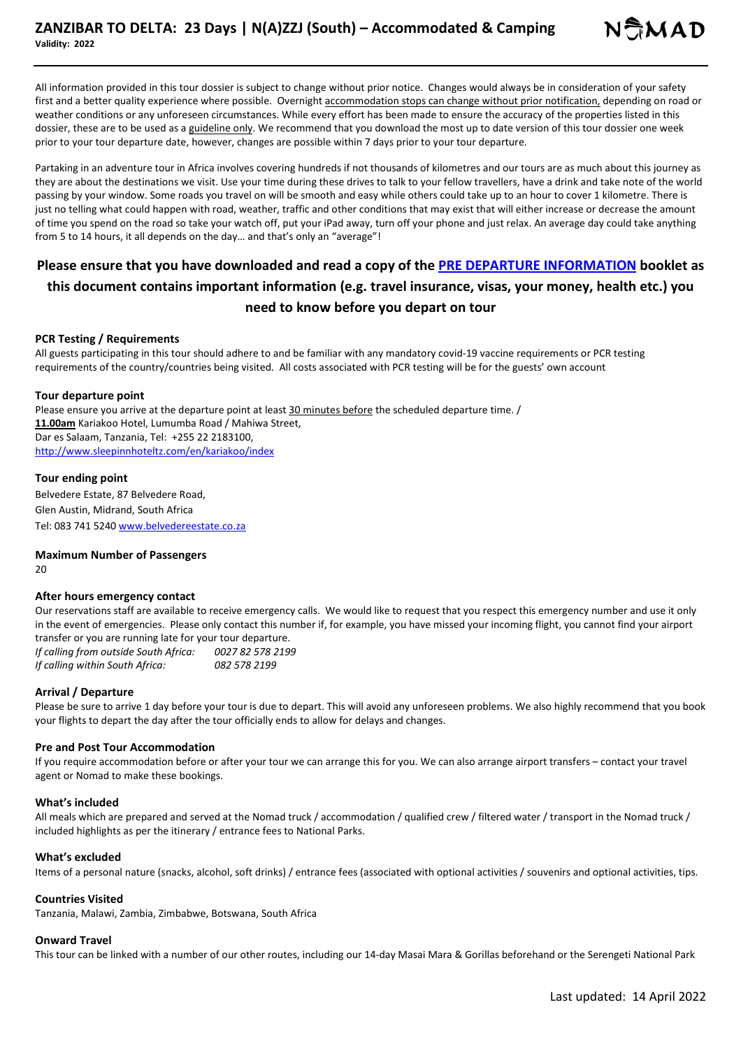# ZANZIBAR TO DELTA: 23 Days | N(A)ZZJ (South) – Accommodated & Camping

**Validity: 2022**

All information provided in this tour dossier is subject to change without prior notice. Changes would always be in consideration of your safety first and a better quality experience where possible. Overnight accommodation stops can change without prior notification, depending on road or weather conditions or any unforeseen circumstances. While every effort has been made to ensure the accuracy of the properties listed in this dossier, these are to be used as a guideline only. We recommend that you download the most up to date version of this tour dossier one week prior to your tour departure date, however, changes are possible within 7 days prior to your tour departure.

Partaking in an adventure tour in Africa involves covering hundreds if not thousands of kilometres and our tours are as much about this journey as they are about the destinations we visit. Use your time during these drives to talk to your fellow travellers, have a drink and take note of the world passing by your window. Some roads you travel on will be smooth and easy while others could take up to an hour to cover 1 kilometre. There is just no telling what could happen with road, weather, traffic and other conditions that may exist that will either increase or decrease the amount of time you spend on the road so take your watch off, put your iPad away, turn off your phone and just relax. An average day could take anything from 5 to 14 hours, it all depends on the day… and that's only an "average"!

## Please ensure that you have downloaded and read a copy of the PRE DEPARTURE INFORMATION booklet as this document contains important information (e.g. travel insurance, visas, your money, health etc.) you need to know before you depart on tour

### PCR Testing / Requirements

All guests participating in this tour should adhere to and be familiar with any mandatory covid-19 vaccine requirements or PCR testing requirements of the country/countries being visited. All costs associated with PCR testing will be for the guests' own account

### Tour departure point

Please ensure you arrive at the departure point at least 30 minutes before the scheduled departure time. /
**11.00am** Kariakoo Hotel, Lumumba Road / Mahiwa Street,
Dar es Salaam, Tanzania, Tel: +255 22 2183100,
http://www.sleepinnhoteltz.com/en/kariakoo/index

### Tour ending point

Belvedere Estate, 87 Belvedere Road,
Glen Austin, Midrand, South Africa
Tel: 083 741 5240 www.belvedereestate.co.za

### Maximum Number of Passengers

20

### After hours emergency contact

Our reservations staff are available to receive emergency calls. We would like to request that you respect this emergency number and use it only in the event of emergencies. Please only contact this number if, for example, you have missed your incoming flight, you cannot find your airport transfer or you are running late for your tour departure.

*If calling from outside South Africa:* *0027 82 578 2199*
*If calling within South Africa:* *082 578 2199*

### Arrival / Departure

Please be sure to arrive 1 day before your tour is due to depart. This will avoid any unforeseen problems. We also highly recommend that you book your flights to depart the day after the tour officially ends to allow for delays and changes.

### Pre and Post Tour Accommodation

If you require accommodation before or after your tour we can arrange this for you. We can also arrange airport transfers – contact your travel agent or Nomad to make these bookings.

### What's included

All meals which are prepared and served at the Nomad truck / accommodation / qualified crew / filtered water / transport in the Nomad truck / included highlights as per the itinerary / entrance fees to National Parks.

### What's excluded

Items of a personal nature (snacks, alcohol, soft drinks) / entrance fees (associated with optional activities / souvenirs and optional activities, tips.

### Countries Visited

Tanzania, Malawi, Zambia, Zimbabwe, Botswana, South Africa

### Onward Travel

This tour can be linked with a number of our other routes, including our 14-day Masai Mara & Gorillas beforehand or the Serengeti National Park

Last updated: 14 April 2022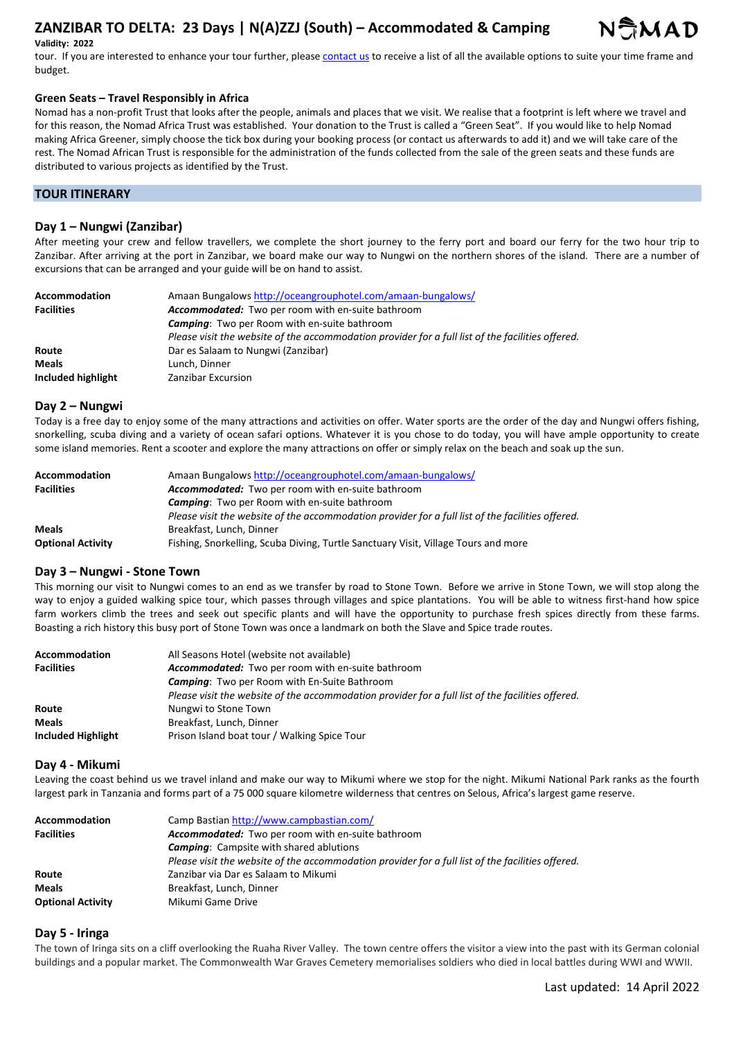tour. If you are interested to enhance your tour further, please [contact us](contact us) to receive a list of all the available options to suite your time frame and budget.

### Green Seats – Travel Responsibly in Africa

Nomad has a non-profit Trust that looks after the people, animals and places that we visit. We realise that a footprint is left where we travel and for this reason, the Nomad Africa Trust was established. Your donation to the Trust is called a "Green Seat". If you would like to help Nomad making Africa Greener, simply choose the tick box during your booking process (or contact us afterwards to add it) and we will take care of the rest. The Nomad African Trust is responsible for the administration of the funds collected from the sale of the green seats and these funds are distributed to various projects as identified by the Trust.

## TOUR ITINERARY

### Day 1 – Nungwi (Zanzibar)

After meeting your crew and fellow travellers, we complete the short journey to the ferry port and board our ferry for the two hour trip to Zanzibar. After arriving at the port in Zanzibar, we board make our way to Nungwi on the northern shores of the island. There are a number of excursions that can be arranged and your guide will be on hand to assist.

| | |
|---|---|
| **Accommodation** | Amaan Bungalows http://oceangrouphotel.com/amaan-bungalows/ |
| **Facilities** | ***Accommodated:*** Two per room with en-suite bathroom<br>***Camping***: Two per Room with en-suite bathroom<br>*Please visit the website of the accommodation provider for a full list of the facilities offered.* |
| **Route** | Dar es Salaam to Nungwi (Zanzibar) |
| **Meals** | Lunch, Dinner |
| **Included highlight** | Zanzibar Excursion |

### Day 2 – Nungwi

Today is a free day to enjoy some of the many attractions and activities on offer. Water sports are the order of the day and Nungwi offers fishing, snorkelling, scuba diving and a variety of ocean safari options. Whatever it is you chose to do today, you will have ample opportunity to create some island memories. Rent a scooter and explore the many attractions on offer or simply relax on the beach and soak up the sun.

| | |
|---|---|
| **Accommodation** | Amaan Bungalows http://oceangrouphotel.com/amaan-bungalows/ |
| **Facilities** | ***Accommodated:*** Two per room with en-suite bathroom<br>***Camping***: Two per Room with en-suite bathroom<br>*Please visit the website of the accommodation provider for a full list of the facilities offered.* |
| **Meals** | Breakfast, Lunch, Dinner |
| **Optional Activity** | Fishing, Snorkelling, Scuba Diving, Turtle Sanctuary Visit, Village Tours and more |

### Day 3 – Nungwi - Stone Town

This morning our visit to Nungwi comes to an end as we transfer by road to Stone Town. Before we arrive in Stone Town, we will stop along the way to enjoy a guided walking spice tour, which passes through villages and spice plantations. You will be able to witness first-hand how spice farm workers climb the trees and seek out specific plants and will have the opportunity to purchase fresh spices directly from these farms. Boasting a rich history this busy port of Stone Town was once a landmark on both the Slave and Spice trade routes.

| | |
|---|---|
| **Accommodation** | All Seasons Hotel (website not available) |
| **Facilities** | ***Accommodated:*** Two per room with en-suite bathroom<br>***Camping***: Two per Room with En-Suite Bathroom<br>*Please visit the website of the accommodation provider for a full list of the facilities offered.* |
| **Route** | Nungwi to Stone Town |
| **Meals** | Breakfast, Lunch, Dinner |
| **Included Highlight** | Prison Island boat tour / Walking Spice Tour |

### Day 4 - Mikumi

Leaving the coast behind us we travel inland and make our way to Mikumi where we stop for the night. Mikumi National Park ranks as the fourth largest park in Tanzania and forms part of a 75 000 square kilometre wilderness that centres on Selous, Africa's largest game reserve.

| | |
|---|---|
| **Accommodation** | Camp Bastian http://www.campbastian.com/ |
| **Facilities** | ***Accommodated:*** Two per room with en-suite bathroom<br>***Camping***: Campsite with shared ablutions<br>*Please visit the website of the accommodation provider for a full list of the facilities offered.* |
| **Route** | Zanzibar via Dar es Salaam to Mikumi |
| **Meals** | Breakfast, Lunch, Dinner |
| **Optional Activity** | Mikumi Game Drive |

### Day 5 - Iringa

The town of Iringa sits on a cliff overlooking the Ruaha River Valley. The town centre offers the visitor a view into the past with its German colonial buildings and a popular market. The Commonwealth War Graves Cemetery memorialises soldiers who died in local battles during WWI and WWII.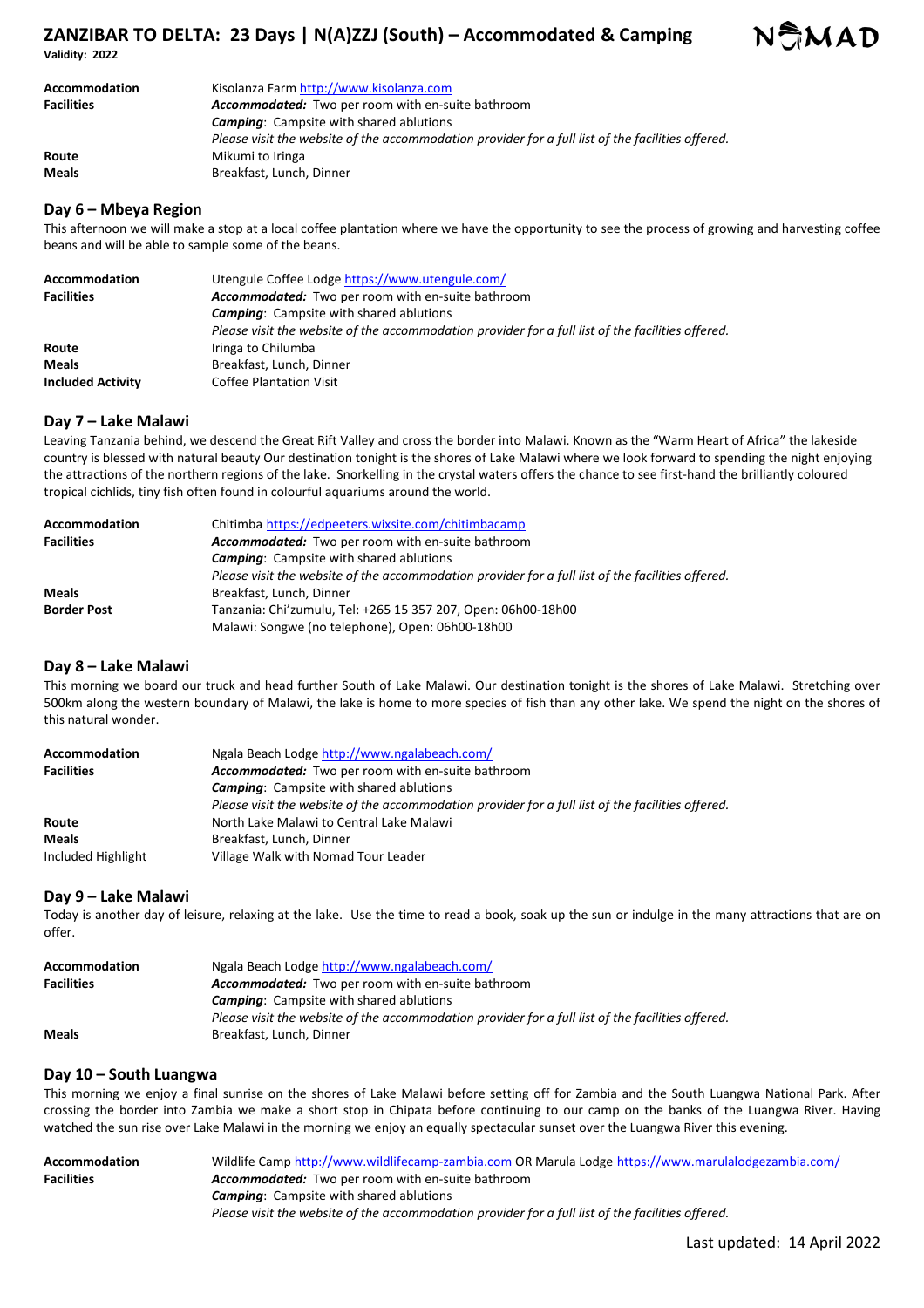| | |
|---|---|
| **Accommodation** | Kisolanza Farm http://www.kisolanza.com |
| **Facilities** | ***Accommodated:*** Two per room with en-suite bathroom<br>***Camping***: Campsite with shared ablutions<br>*Please visit the website of the accommodation provider for a full list of the facilities offered.* |
| **Route** | Mikumi to Iringa |
| **Meals** | Breakfast, Lunch, Dinner |

## Day 6 – Mbeya Region

This afternoon we will make a stop at a local coffee plantation where we have the opportunity to see the process of growing and harvesting coffee beans and will be able to sample some of the beans.

| | |
|---|---|
| **Accommodation** | Utengule Coffee Lodge https://www.utengule.com/ |
| **Facilities** | ***Accommodated:*** Two per room with en-suite bathroom<br>***Camping***: Campsite with shared ablutions<br>*Please visit the website of the accommodation provider for a full list of the facilities offered.* |
| **Route** | Iringa to Chilumba |
| **Meals** | Breakfast, Lunch, Dinner |
| **Included Activity** | Coffee Plantation Visit |

## Day 7 – Lake Malawi

Leaving Tanzania behind, we descend the Great Rift Valley and cross the border into Malawi. Known as the "Warm Heart of Africa" the lakeside country is blessed with natural beauty Our destination tonight is the shores of Lake Malawi where we look forward to spending the night enjoying the attractions of the northern regions of the lake. Snorkelling in the crystal waters offers the chance to see first-hand the brilliantly coloured tropical cichlids, tiny fish often found in colourful aquariums around the world.

| | |
|---|---|
| **Accommodation** | Chitimba https://edpeeters.wixsite.com/chitimbacamp |
| **Facilities** | ***Accommodated:*** Two per room with en-suite bathroom<br>***Camping***: Campsite with shared ablutions<br>*Please visit the website of the accommodation provider for a full list of the facilities offered.* |
| **Meals** | Breakfast, Lunch, Dinner |
| **Border Post** | Tanzania: Chi'zumulu, Tel: +265 15 357 207, Open: 06h00-18h00<br>Malawi: Songwe (no telephone), Open: 06h00-18h00 |

## Day 8 – Lake Malawi

This morning we board our truck and head further South of Lake Malawi. Our destination tonight is the shores of Lake Malawi. Stretching over 500km along the western boundary of Malawi, the lake is home to more species of fish than any other lake. We spend the night on the shores of this natural wonder.

| | |
|---|---|
| **Accommodation** | Ngala Beach Lodge http://www.ngalabeach.com/ |
| **Facilities** | ***Accommodated:*** Two per room with en-suite bathroom<br>***Camping***: Campsite with shared ablutions<br>*Please visit the website of the accommodation provider for a full list of the facilities offered.* |
| **Route** | North Lake Malawi to Central Lake Malawi |
| **Meals** | Breakfast, Lunch, Dinner |
| Included Highlight | Village Walk with Nomad Tour Leader |

## Day 9 – Lake Malawi

Today is another day of leisure, relaxing at the lake. Use the time to read a book, soak up the sun or indulge in the many attractions that are on offer.

| | |
|---|---|
| **Accommodation** | Ngala Beach Lodge http://www.ngalabeach.com/ |
| **Facilities** | ***Accommodated:*** Two per room with en-suite bathroom<br>***Camping***: Campsite with shared ablutions<br>*Please visit the website of the accommodation provider for a full list of the facilities offered.* |
| **Meals** | Breakfast, Lunch, Dinner |

## Day 10 – South Luangwa

This morning we enjoy a final sunrise on the shores of Lake Malawi before setting off for Zambia and the South Luangwa National Park. After crossing the border into Zambia we make a short stop in Chipata before continuing to our camp on the banks of the Luangwa River. Having watched the sun rise over Lake Malawi in the morning we enjoy an equally spectacular sunset over the Luangwa River this evening.

| | |
|---|---|
| **Accommodation** | Wildlife Camp http://www.wildlifecamp-zambia.com OR Marula Lodge https://www.marulalodgezambia.com/ |
| **Facilities** | ***Accommodated:*** Two per room with en-suite bathroom<br>***Camping***: Campsite with shared ablutions<br>*Please visit the website of the accommodation provider for a full list of the facilities offered.* |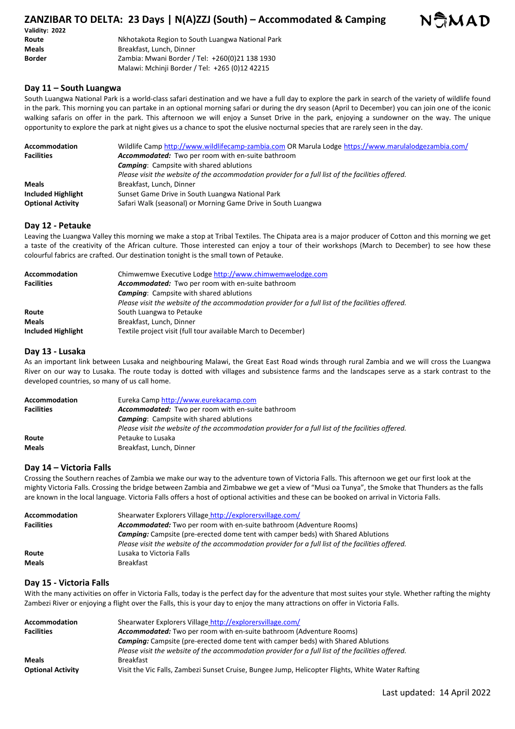# ZANZIBAR TO DELTA: 23 Days | N(A)ZZJ (South) – Accommodated & Camping

**Validity: 2022**

| | |
|---|---|
| **Route** | Nkhotakota Region to South Luangwa National Park |
| **Meals** | Breakfast, Lunch, Dinner |
| **Border** | Zambia: Mwani Border / Tel: +260(0)21 138 1930<br>Malawi: Mchinji Border / Tel: +265 (0)12 42215 |

## Day 11 – South Luangwa

South Luangwa National Park is a world-class safari destination and we have a full day to explore the park in search of the variety of wildlife found in the park. This morning you can partake in an optional morning safari or during the dry season (April to December) you can join one of the iconic walking safaris on offer in the park. This afternoon we will enjoy a Sunset Drive in the park, enjoying a sundowner on the way. The unique opportunity to explore the park at night gives us a chance to spot the elusive nocturnal species that are rarely seen in the day.

| | |
|---|---|
| **Accommodation** | Wildlife Camp http://www.wildlifecamp-zambia.com OR Marula Lodge https://www.marulalodgezambia.com/ |
| **Facilities** | ***Accommodated:*** Two per room with en-suite bathroom<br>***Camping***: Campsite with shared ablutions<br>*Please visit the website of the accommodation provider for a full list of the facilities offered.* |
| **Meals** | Breakfast, Lunch, Dinner |
| **Included Highlight** | Sunset Game Drive in South Luangwa National Park |
| **Optional Activity** | Safari Walk (seasonal) or Morning Game Drive in South Luangwa |

## Day 12 - Petauke

Leaving the Luangwa Valley this morning we make a stop at Tribal Textiles. The Chipata area is a major producer of Cotton and this morning we get a taste of the creativity of the African culture. Those interested can enjoy a tour of their workshops (March to December) to see how these colourful fabrics are crafted. Our destination tonight is the small town of Petauke.

| | |
|---|---|
| **Accommodation** | Chimwemwe Executive Lodge http://www.chimwemwelodge.com |
| **Facilities** | ***Accommodated:*** Two per room with en-suite bathroom<br>***Camping***: Campsite with shared ablutions<br>*Please visit the website of the accommodation provider for a full list of the facilities offered.* |
| **Route** | South Luangwa to Petauke |
| **Meals** | Breakfast, Lunch, Dinner |
| **Included Highlight** | Textile project visit (full tour available March to December) |

## Day 13 - Lusaka

As an important link between Lusaka and neighbouring Malawi, the Great East Road winds through rural Zambia and we will cross the Luangwa River on our way to Lusaka. The route today is dotted with villages and subsistence farms and the landscapes serve as a stark contrast to the developed countries, so many of us call home.

| | |
|---|---|
| **Accommodation** | Eureka Camp http://www.eurekacamp.com |
| **Facilities** | ***Accommodated:*** Two per room with en-suite bathroom<br>***Camping***: Campsite with shared ablutions<br>*Please visit the website of the accommodation provider for a full list of the facilities offered.* |
| **Route** | Petauke to Lusaka |
| **Meals** | Breakfast, Lunch, Dinner |

## Day 14 – Victoria Falls

Crossing the Southern reaches of Zambia we make our way to the adventure town of Victoria Falls. This afternoon we get our first look at the mighty Victoria Falls. Crossing the bridge between Zambia and Zimbabwe we get a view of "Musi oa Tunya", the Smoke that Thunders as the falls are known in the local language. Victoria Falls offers a host of optional activities and these can be booked on arrival in Victoria Falls.

| | |
|---|---|
| **Accommodation** | Shearwater Explorers Village http://explorersvillage.com/ |
| **Facilities** | ***Accommodated:*** Two per room with en-suite bathroom (Adventure Rooms)<br>***Camping:*** Campsite (pre-erected dome tent with camper beds) with Shared Ablutions<br>*Please visit the website of the accommodation provider for a full list of the facilities offered.* |
| **Route** | Lusaka to Victoria Falls |
| **Meals** | Breakfast |

## Day 15 - Victoria Falls

With the many activities on offer in Victoria Falls, today is the perfect day for the adventure that most suites your style. Whether rafting the mighty Zambezi River or enjoying a flight over the Falls, this is your day to enjoy the many attractions on offer in Victoria Falls.

| | |
|---|---|
| **Accommodation** | Shearwater Explorers Village http://explorersvillage.com/ |
| **Facilities** | ***Accommodated:*** Two per room with en-suite bathroom (Adventure Rooms)<br>***Camping:*** Campsite (pre-erected dome tent with camper beds) with Shared Ablutions<br>*Please visit the website of the accommodation provider for a full list of the facilities offered.* |
| **Meals** | Breakfast |
| **Optional Activity** | Visit the Vic Falls, Zambezi Sunset Cruise, Bungee Jump, Helicopter Flights, White Water Rafting |

Last updated: 14 April 2022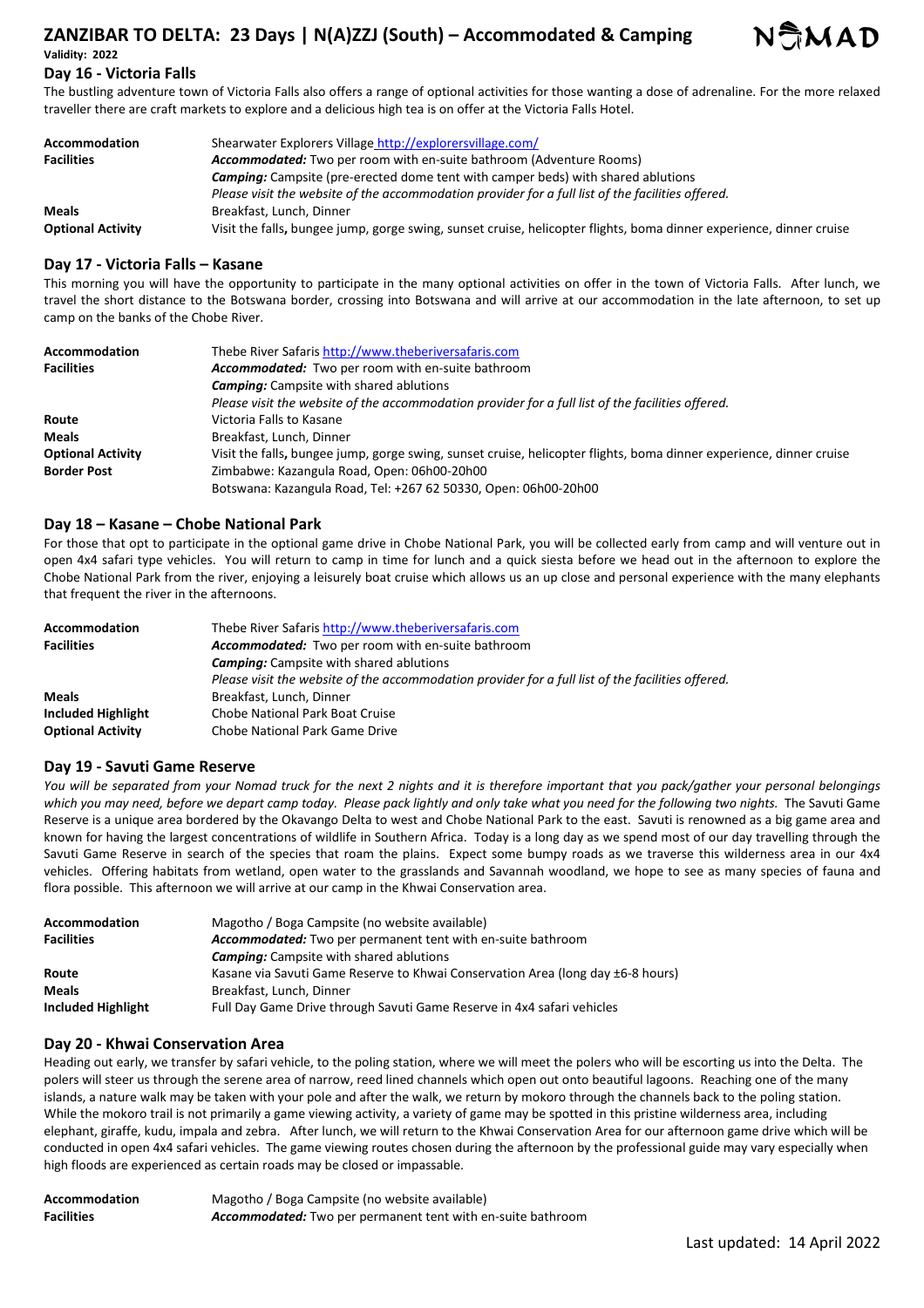# ZANZIBAR TO DELTA: 23 Days | N(A)ZZJ (South) – Accommodated & Camping

**Validity: 2022**

## Day 16 - Victoria Falls

The bustling adventure town of Victoria Falls also offers a range of optional activities for those wanting a dose of adrenaline. For the more relaxed traveller there are craft markets to explore and a delicious high tea is on offer at the Victoria Falls Hotel.

| | |
|---|---|
| **Accommodation** | Shearwater Explorers Village http://explorersvillage.com/ |
| **Facilities** | ***Accommodated:*** Two per room with en-suite bathroom (Adventure Rooms)<br>***Camping:*** Campsite (pre-erected dome tent with camper beds) with shared ablutions<br>*Please visit the website of the accommodation provider for a full list of the facilities offered.* |
| **Meals** | Breakfast, Lunch, Dinner |
| **Optional Activity** | Visit the falls**,** bungee jump, gorge swing, sunset cruise, helicopter flights, boma dinner experience, dinner cruise |

## Day 17 - Victoria Falls – Kasane

This morning you will have the opportunity to participate in the many optional activities on offer in the town of Victoria Falls. After lunch, we travel the short distance to the Botswana border, crossing into Botswana and will arrive at our accommodation in the late afternoon, to set up camp on the banks of the Chobe River.

| | |
|---|---|
| **Accommodation** | Thebe River Safaris http://www.theberiversafaris.com |
| **Facilities** | ***Accommodated:*** Two per room with en-suite bathroom<br>***Camping:*** Campsite with shared ablutions<br>*Please visit the website of the accommodation provider for a full list of the facilities offered.* |
| **Route** | Victoria Falls to Kasane |
| **Meals** | Breakfast, Lunch, Dinner |
| **Optional Activity** | Visit the falls**,** bungee jump, gorge swing, sunset cruise, helicopter flights, boma dinner experience, dinner cruise |
| **Border Post** | Zimbabwe: Kazangula Road, Open: 06h00-20h00<br>Botswana: Kazangula Road, Tel: +267 62 50330, Open: 06h00-20h00 |

## Day 18 – Kasane – Chobe National Park

For those that opt to participate in the optional game drive in Chobe National Park, you will be collected early from camp and will venture out in open 4x4 safari type vehicles. You will return to camp in time for lunch and a quick siesta before we head out in the afternoon to explore the Chobe National Park from the river, enjoying a leisurely boat cruise which allows us an up close and personal experience with the many elephants that frequent the river in the afternoons.

| | |
|---|---|
| **Accommodation** | Thebe River Safaris http://www.theberiversafaris.com |
| **Facilities** | ***Accommodated:*** Two per room with en-suite bathroom<br>***Camping:*** Campsite with shared ablutions<br>*Please visit the website of the accommodation provider for a full list of the facilities offered.* |
| **Meals** | Breakfast, Lunch, Dinner |
| **Included Highlight** | Chobe National Park Boat Cruise |
| **Optional Activity** | Chobe National Park Game Drive |

## Day 19 - Savuti Game Reserve

*You will be separated from your Nomad truck for the next 2 nights and it is therefore important that you pack/gather your personal belongings which you may need, before we depart camp today. Please pack lightly and only take what you need for the following two nights.* The Savuti Game Reserve is a unique area bordered by the Okavango Delta to west and Chobe National Park to the east. Savuti is renowned as a big game area and known for having the largest concentrations of wildlife in Southern Africa. Today is a long day as we spend most of our day travelling through the Savuti Game Reserve in search of the species that roam the plains. Expect some bumpy roads as we traverse this wilderness area in our 4x4 vehicles. Offering habitats from wetland, open water to the grasslands and Savannah woodland, we hope to see as many species of fauna and flora possible. This afternoon we will arrive at our camp in the Khwai Conservation area.

| | |
|---|---|
| **Accommodation** | Magotho / Boga Campsite (no website available) |
| **Facilities** | ***Accommodated:*** Two per permanent tent with en-suite bathroom<br>***Camping:*** Campsite with shared ablutions |
| **Route** | Kasane via Savuti Game Reserve to Khwai Conservation Area (long day ±6-8 hours) |
| **Meals** | Breakfast, Lunch, Dinner |
| **Included Highlight** | Full Day Game Drive through Savuti Game Reserve in 4x4 safari vehicles |

## Day 20 - Khwai Conservation Area

Heading out early, we transfer by safari vehicle, to the poling station, where we will meet the polers who will be escorting us into the Delta. The polers will steer us through the serene area of narrow, reed lined channels which open out onto beautiful lagoons. Reaching one of the many islands, a nature walk may be taken with your pole and after the walk, we return by mokoro through the channels back to the poling station. While the mokoro trail is not primarily a game viewing activity, a variety of game may be spotted in this pristine wilderness area, including elephant, giraffe, kudu, impala and zebra. After lunch, we will return to the Khwai Conservation Area for our afternoon game drive which will be conducted in open 4x4 safari vehicles. The game viewing routes chosen during the afternoon by the professional guide may vary especially when high floods are experienced as certain roads may be closed or impassable.

| | |
|---|---|
| **Accommodation** | Magotho / Boga Campsite (no website available) |
| **Facilities** | ***Accommodated:*** Two per permanent tent with en-suite bathroom |

Last updated: 14 April 2022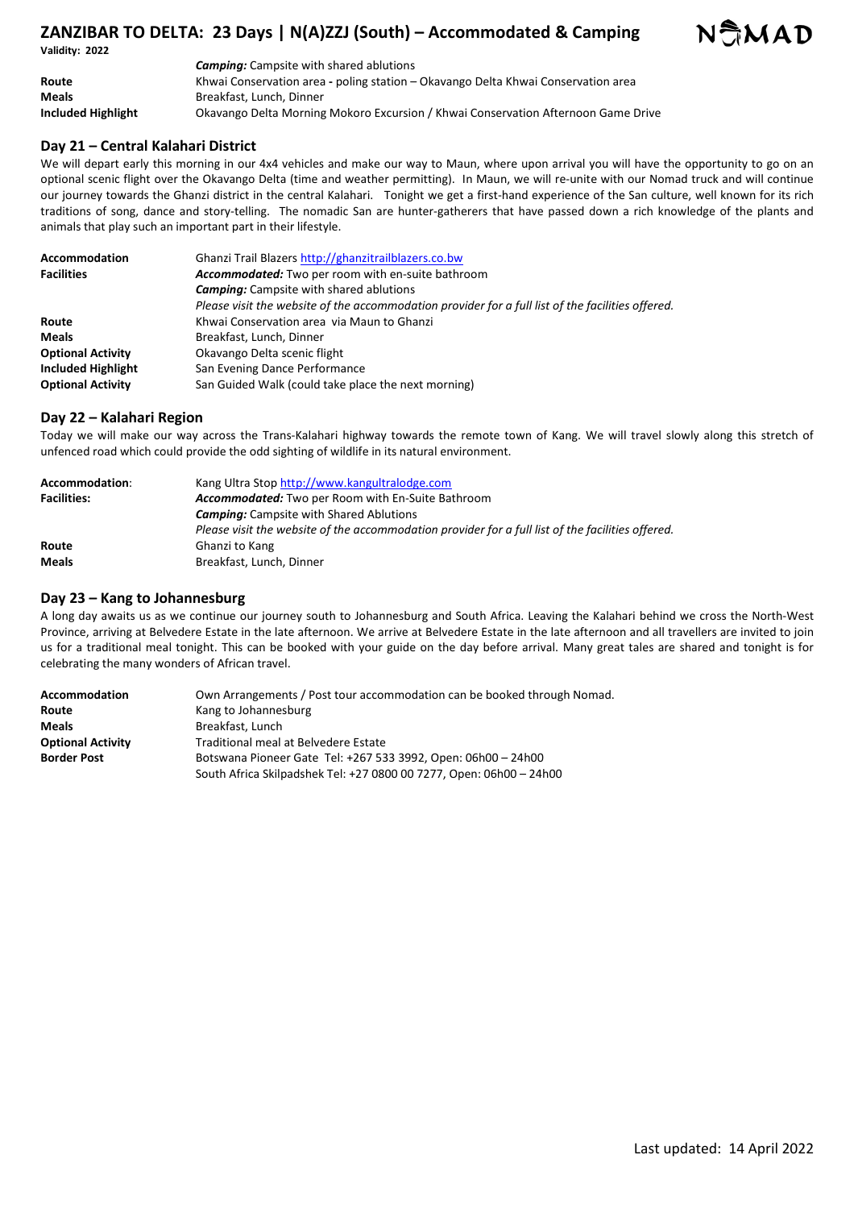| | |
|---|---|
| | ***Camping:*** Campsite with shared ablutions |
| **Route** | Khwai Conservation area - poling station – Okavango Delta Khwai Conservation area |
| **Meals** | Breakfast, Lunch, Dinner |
| **Included Highlight** | Okavango Delta Morning Mokoro Excursion / Khwai Conservation Afternoon Game Drive |

### Day 21 – Central Kalahari District

We will depart early this morning in our 4x4 vehicles and make our way to Maun, where upon arrival you will have the opportunity to go on an optional scenic flight over the Okavango Delta (time and weather permitting). In Maun, we will re-unite with our Nomad truck and will continue our journey towards the Ghanzi district in the central Kalahari. Tonight we get a first-hand experience of the San culture, well known for its rich traditions of song, dance and story-telling. The nomadic San are hunter-gatherers that have passed down a rich knowledge of the plants and animals that play such an important part in their lifestyle.

| | |
|---|---|
| **Accommodation** | Ghanzi Trail Blazers [http://ghanzitrailblazers.co.bw](http://ghanzitrailblazers.co.bw) |
| **Facilities** | ***Accommodated:*** Two per room with en-suite bathroom |
| | ***Camping:*** Campsite with shared ablutions |
| | *Please visit the website of the accommodation provider for a full list of the facilities offered.* |
| **Route** | Khwai Conservation area via Maun to Ghanzi |
| **Meals** | Breakfast, Lunch, Dinner |
| **Optional Activity** | Okavango Delta scenic flight |
| **Included Highlight** | San Evening Dance Performance |
| **Optional Activity** | San Guided Walk (could take place the next morning) |

### Day 22 – Kalahari Region

Today we will make our way across the Trans-Kalahari highway towards the remote town of Kang. We will travel slowly along this stretch of unfenced road which could provide the odd sighting of wildlife in its natural environment.

| | |
|---|---|
| **Accommodation**: | Kang Ultra Stop [http://www.kangultralodge.com](http://www.kangultralodge.com) |
| **Facilities:** | ***Accommodated:*** Two per Room with En-Suite Bathroom |
| | ***Camping:*** Campsite with Shared Ablutions |
| | *Please visit the website of the accommodation provider for a full list of the facilities offered.* |
| **Route** | Ghanzi to Kang |
| **Meals** | Breakfast, Lunch, Dinner |

### Day 23 – Kang to Johannesburg

A long day awaits us as we continue our journey south to Johannesburg and South Africa. Leaving the Kalahari behind we cross the North-West Province, arriving at Belvedere Estate in the late afternoon. We arrive at Belvedere Estate in the late afternoon and all travellers are invited to join us for a traditional meal tonight. This can be booked with your guide on the day before arrival. Many great tales are shared and tonight is for celebrating the many wonders of African travel.

| | |
|---|---|
| **Accommodation** | Own Arrangements / Post tour accommodation can be booked through Nomad. |
| **Route** | Kang to Johannesburg |
| **Meals** | Breakfast, Lunch |
| **Optional Activity** | Traditional meal at Belvedere Estate |
| **Border Post** | Botswana Pioneer Gate Tel: +267 533 3992, Open: 06h00 – 24h00 |
| | South Africa Skilpadshek Tel: +27 0800 00 7277, Open: 06h00 – 24h00 |

Last updated: 14 April 2022